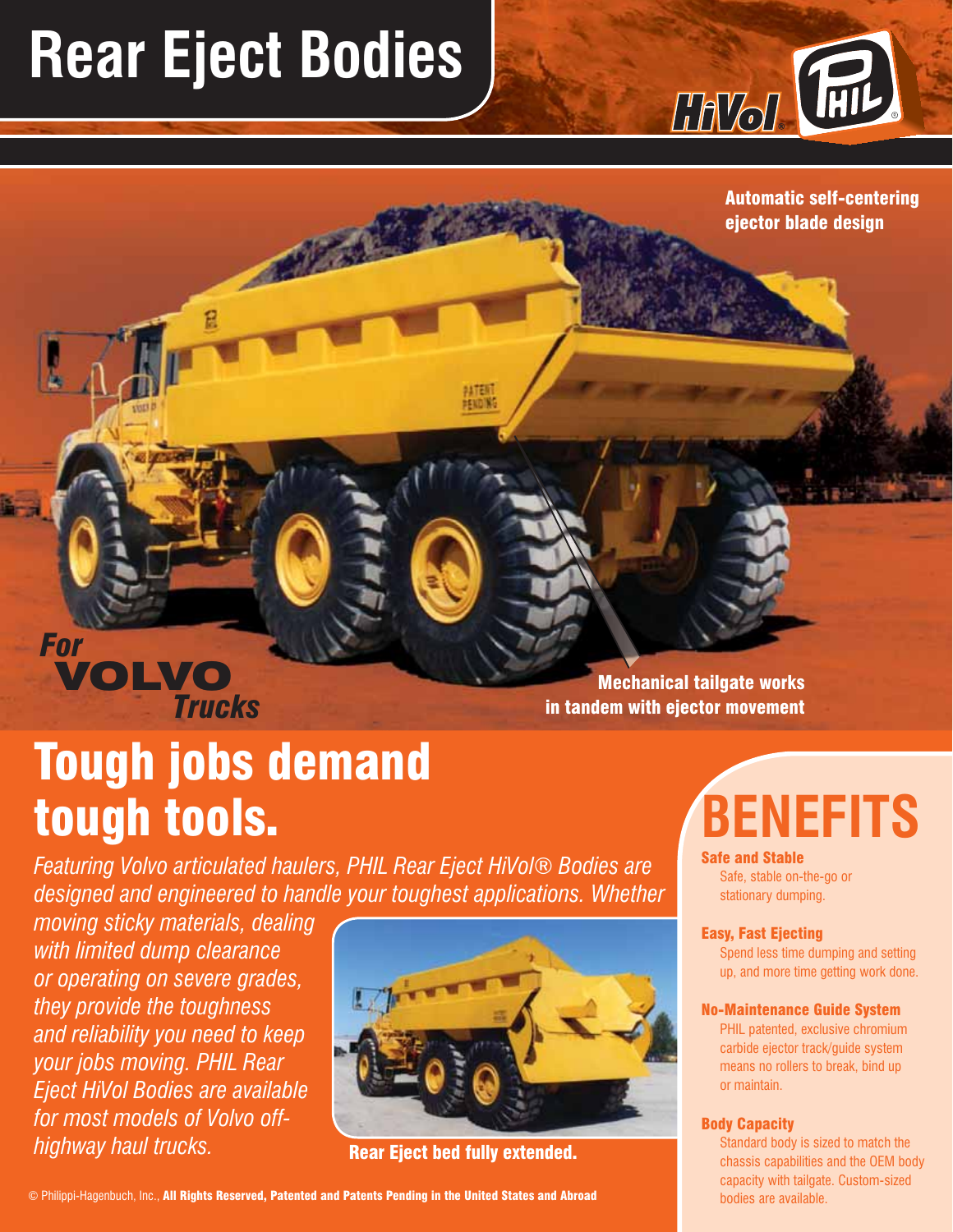# Rear Eject Bodies

HiVol® PHIL®

Automatic self-centering ejector blade design

Mechanical tailgate works in tandem with ejector movement

*For* **VOLVO** *Trucks*

## Tough jobs demand tough tools.

*Featuring Volvo articulated haulers, PHIL Rear Eject HiVol® Bodies are designed and engineered to handle your toughest applications. Whether moving sticky materials, dealing with limited dump clearance or operating on severe grades, they provide the toughness and reliability you need to keep your jobs moving. PHIL Rear Eject HiVol Bodies are available for most models of Volvo off-highway haul trucks.*

**Rear Eject bed fully extended.**

## BENEFITS

**Safe and Stable**
Safe, stable on-the-go or stationary dumping.

**Easy, Fast Ejecting**
Spend less time dumping and setting up, and more time getting work done.

**No-Maintenance Guide System**
PHIL patented, exclusive chromium carbide ejector track/guide system means no rollers to break, bind up or maintain.

**Body Capacity**
Standard body is sized to match the chassis capabilities and the OEM body capacity with tailgate. Custom-sized bodies are available.

© Philippi-Hagenbuch, Inc., **All Rights Reserved, Patented and Patents Pending in the United States and Abroad**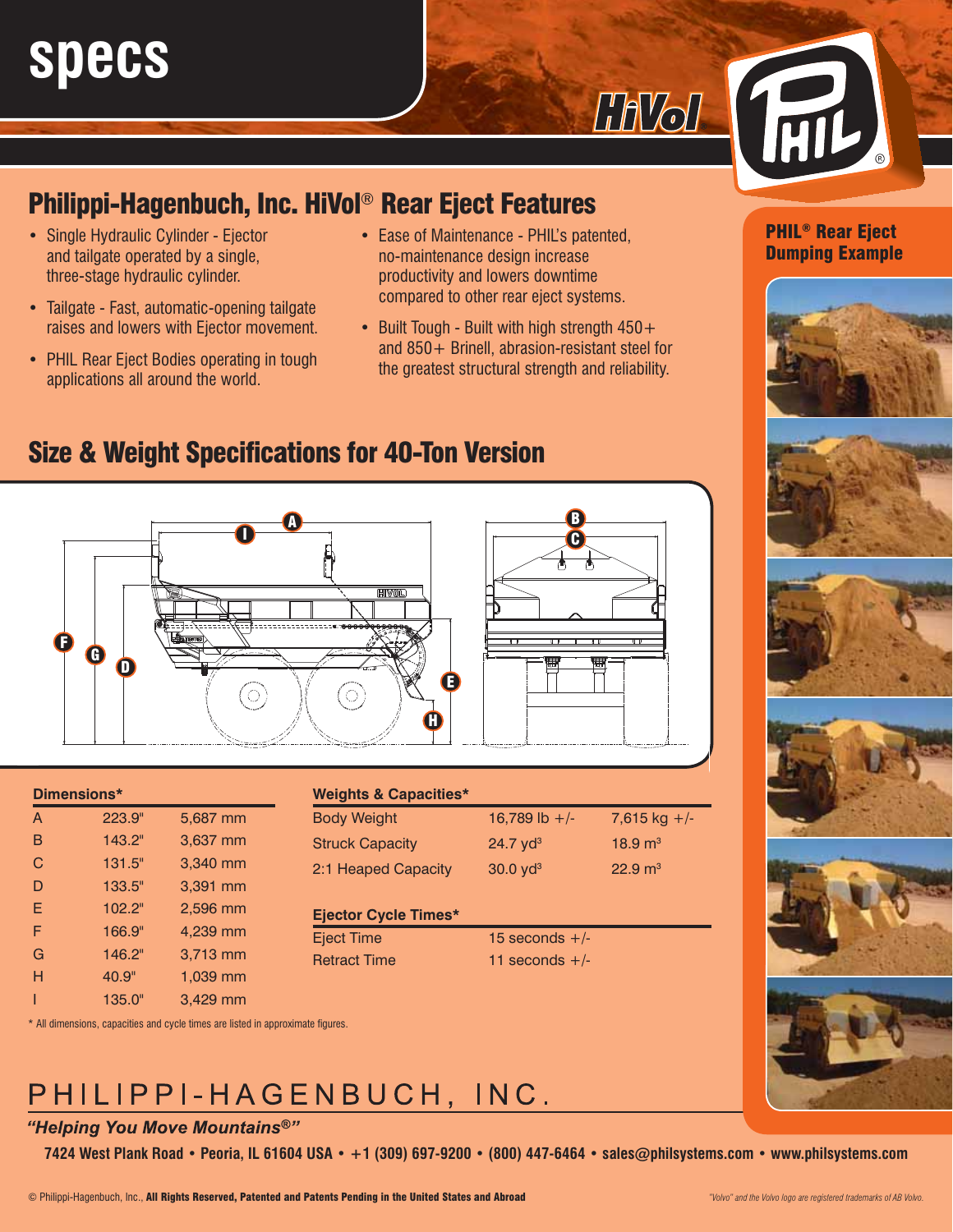# specs

## Philippi-Hagenbuch, Inc. HiVol® Rear Eject Features

- Single Hydraulic Cylinder - Ejector and tailgate operated by a single, three-stage hydraulic cylinder.
- Tailgate - Fast, automatic-opening tailgate raises and lowers with Ejector movement.
- PHIL Rear Eject Bodies operating in tough applications all around the world.
- Ease of Maintenance - PHIL's patented, no-maintenance design increase productivity and lowers downtime compared to other rear eject systems.
- Built Tough - Built with high strength 450+ and 850+ Brinell, abrasion-resistant steel for the greatest structural strength and reliability.

**PHIL® Rear Eject Dumping Example**

## Size & Weight Specifications for 40-Ton Version

A
I
B
C
F
G
D
E
H

**Dimensions***

| | | |
|---|---|---|
| A | 223.9" | 5,687 mm |
| B | 143.2" | 3,637 mm |
| C | 131.5" | 3,340 mm |
| D | 133.5" | 3,391 mm |
| E | 102.2" | 2,596 mm |
| F | 166.9" | 4,239 mm |
| G | 146.2" | 3,713 mm |
| H | 40.9" | 1,039 mm |
| I | 135.0" | 3,429 mm |

**Weights & Capacities***

| | | |
|---|---|---|
| Body Weight | 16,789 lb +/- | 7,615 kg +/- |
| Struck Capacity | 24.7 yd³ | 18.9 m³ |
| 2:1 Heaped Capacity | 30.0 yd³ | 22.9 m³ |

**Ejector Cycle Times***

| | |
|---|---|
| Eject Time | 15 seconds +/- |
| Retract Time | 11 seconds +/- |

* All dimensions, capacities and cycle times are listed in approximate figures.

# PHILIPPI-HAGENBUCH, INC.

*"Helping You Move Mountains®"*

**7424 West Plank Road • Peoria, IL 61604 USA • +1 (309) 697-9200 • (800) 447-6464 • sales@philsystems.com • www.philsystems.com**

© Philippi-Hagenbuch, Inc., **All Rights Reserved, Patented and Patents Pending in the United States and Abroad**

*"Volvo" and the Volvo logo are registered trademarks of AB Volvo.*